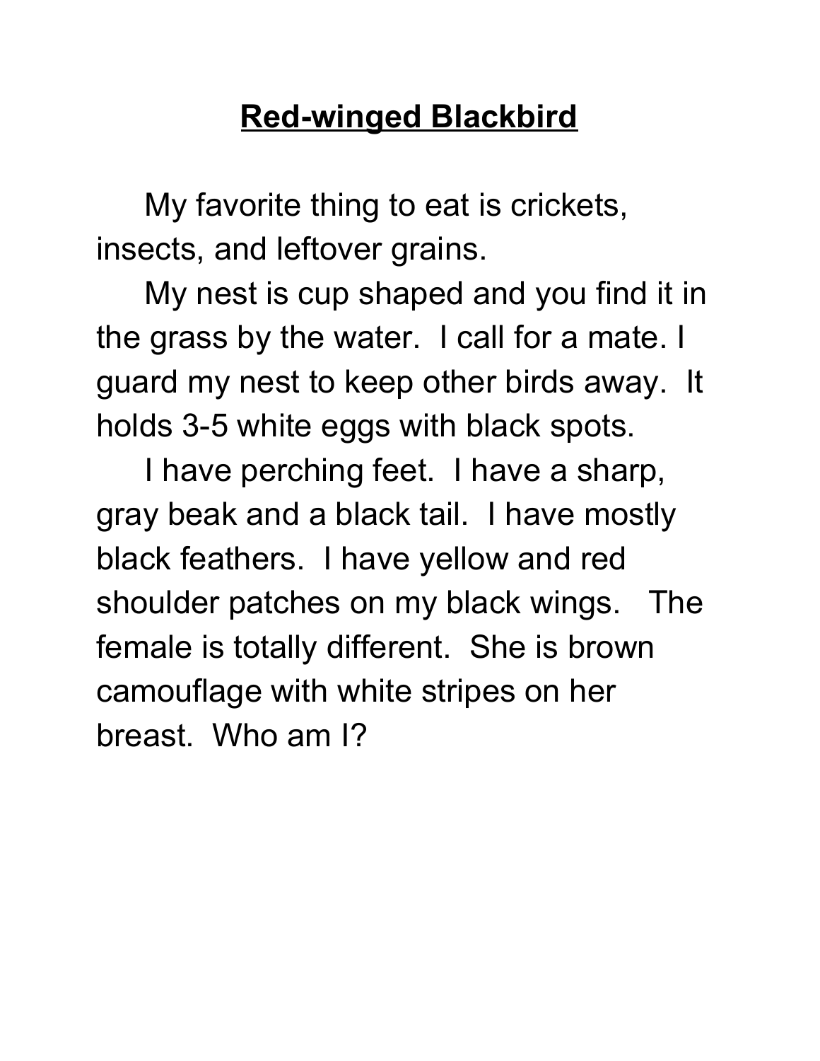# Red-winged Blackbird

My favorite thing to eat is crickets, insects, and leftover grains.

My nest is cup shaped and you find it in the grass by the water. I call for a mate. I guard my nest to keep other birds away. It holds 3-5 white eggs with black spots.

I have perching feet. I have a sharp, gray beak and a black tail. I have mostly black feathers. I have yellow and red shoulder patches on my black wings. The female is totally different. She is brown camouflage with white stripes on her breast. Who am I?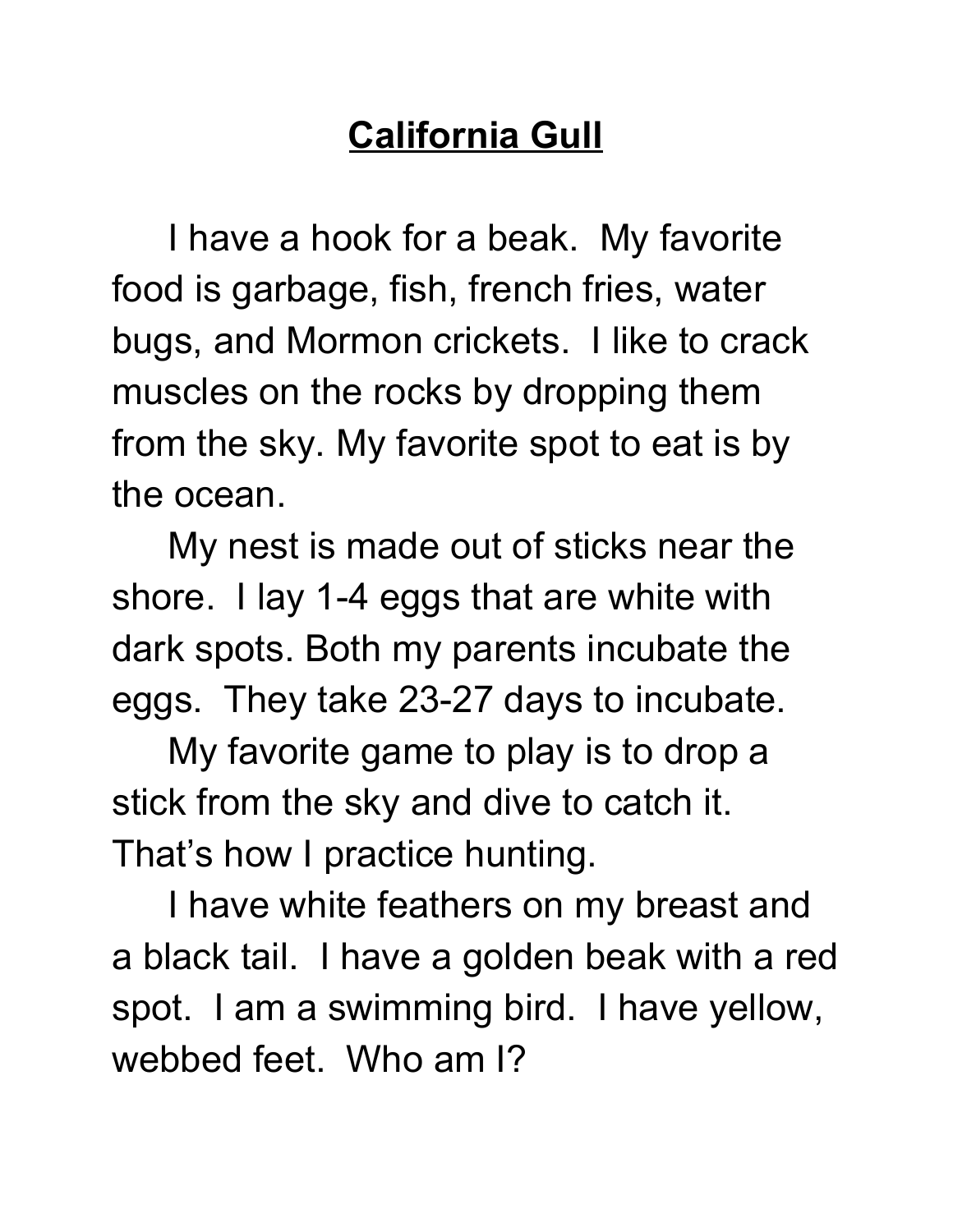# California Gull

I have a hook for a beak. My favorite food is garbage, fish, french fries, water bugs, and Mormon crickets. I like to crack muscles on the rocks by dropping them from the sky. My favorite spot to eat is by the ocean.

My nest is made out of sticks near the shore. I lay 1-4 eggs that are white with dark spots. Both my parents incubate the eggs. They take 23-27 days to incubate.

My favorite game to play is to drop a stick from the sky and dive to catch it. That's how I practice hunting.

I have white feathers on my breast and a black tail. I have a golden beak with a red spot. I am a swimming bird. I have yellow, webbed feet. Who am I?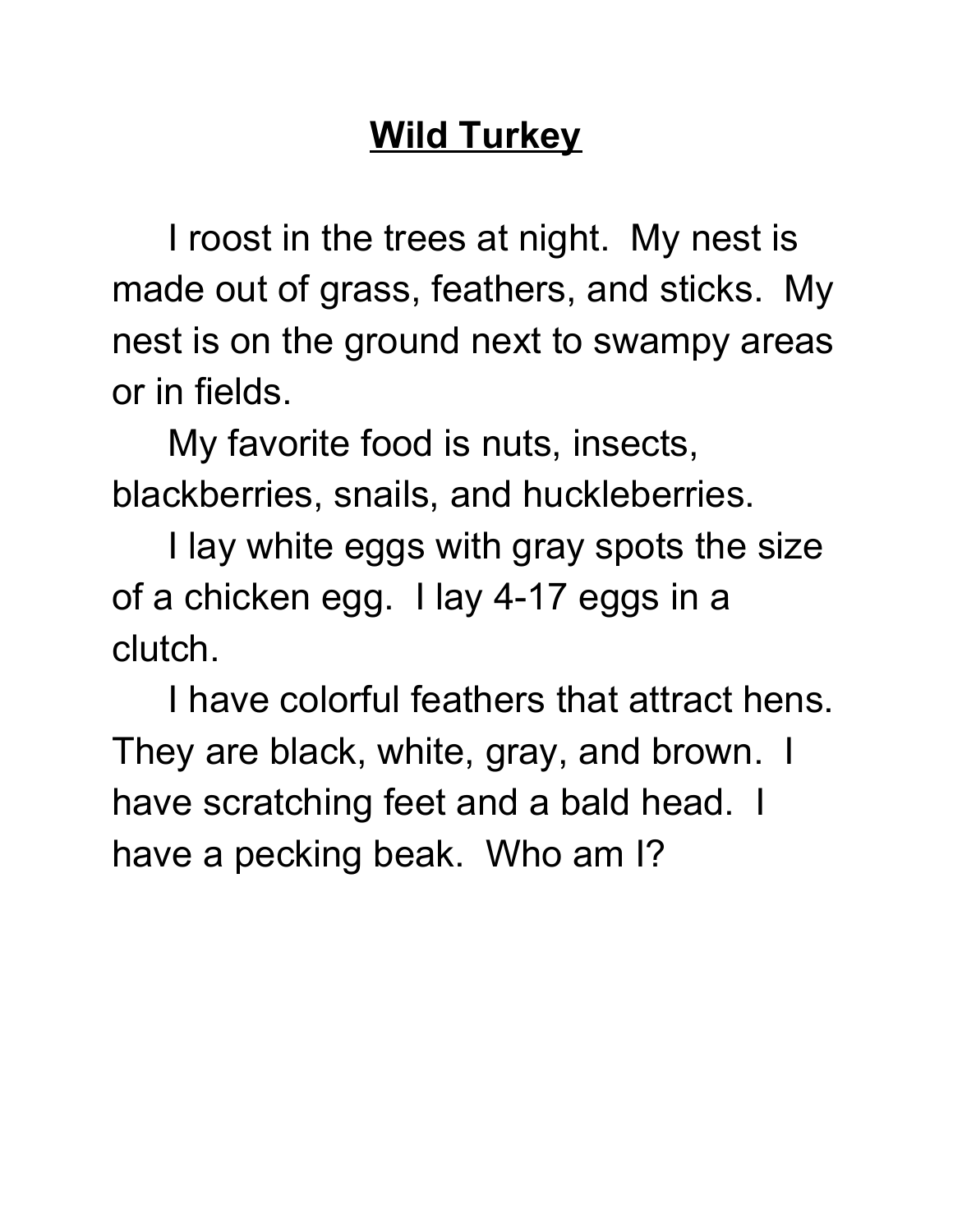# <u>Wild Turkey</u>

I roost in the trees at night. My nest is made out of grass, feathers, and sticks. My nest is on the ground next to swampy areas or in fields.

My favorite food is nuts, insects, blackberries, snails, and huckleberries.

I lay white eggs with gray spots the size of a chicken egg. I lay 4-17 eggs in a clutch.

I have colorful feathers that attract hens. They are black, white, gray, and brown. I have scratching feet and a bald head. I have a pecking beak. Who am I?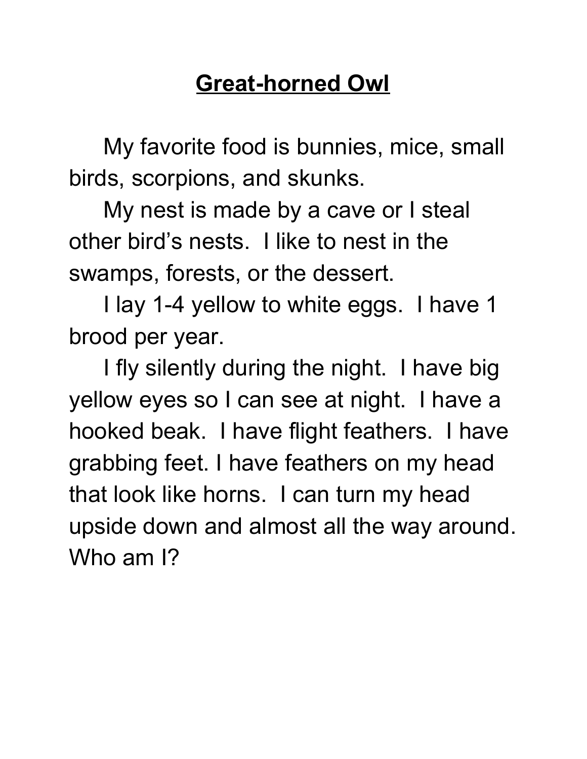# Great-horned Owl

My favorite food is bunnies, mice, small birds, scorpions, and skunks.

My nest is made by a cave or I steal other bird's nests. I like to nest in the swamps, forests, or the dessert.

I lay 1-4 yellow to white eggs. I have 1 brood per year.

I fly silently during the night. I have big yellow eyes so I can see at night. I have a hooked beak. I have flight feathers. I have grabbing feet. I have feathers on my head that look like horns. I can turn my head upside down and almost all the way around. Who am I?